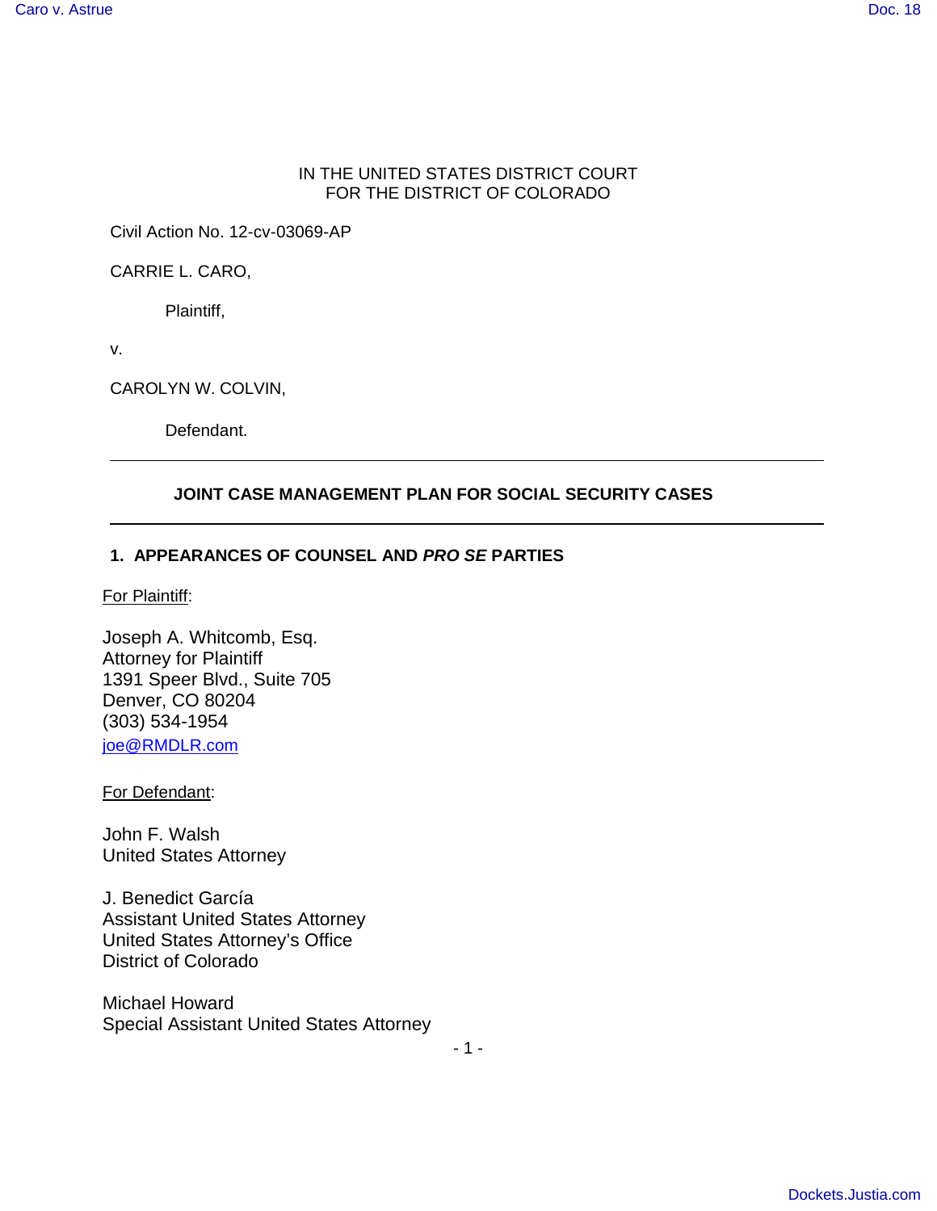IN THE UNITED STATES DISTRICT COURT
FOR THE DISTRICT OF COLORADO

Civil Action No. 12-cv-03069-AP

CARRIE L. CARO,

Plaintiff,

v.

CAROLYN W. COLVIN,

Defendant.

---

**JOINT CASE MANAGEMENT PLAN FOR SOCIAL SECURITY CASES**

---

**1. APPEARANCES OF COUNSEL AND *PRO SE* PARTIES**

For Plaintiff:

Joseph A. Whitcomb, Esq.
Attorney for Plaintiff
1391 Speer Blvd., Suite 705
Denver, CO 80204
(303) 534-1954
joe@RMDLR.com

For Defendant:

John F. Walsh
United States Attorney

J. Benedict García
Assistant United States Attorney
United States Attorney's Office
District of Colorado

Michael Howard
Special Assistant United States Attorney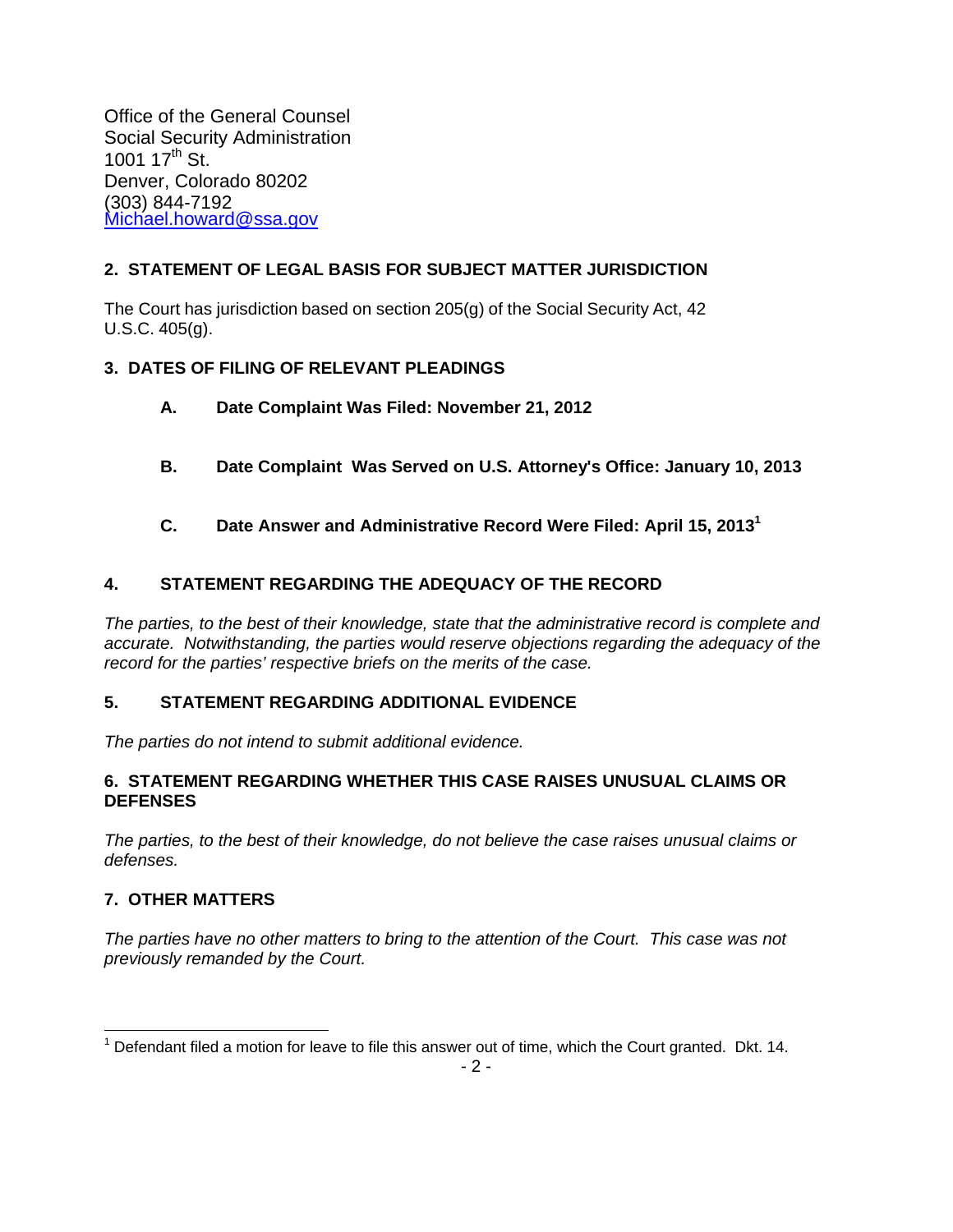Office of the General Counsel
Social Security Administration
1001 17th St.
Denver, Colorado 80202
(303) 844-7192
Michael.howard@ssa.gov

**2. STATEMENT OF LEGAL BASIS FOR SUBJECT MATTER JURISDICTION**

The Court has jurisdiction based on section 205(g) of the Social Security Act, 42 U.S.C. 405(g).

**3. DATES OF FILING OF RELEVANT PLEADINGS**

**A. Date Complaint Was Filed: November 21, 2012**

**B. Date Complaint Was Served on U.S. Attorney's Office: January 10, 2013**

**C. Date Answer and Administrative Record Were Filed: April 15, 2013[1]**

**4. STATEMENT REGARDING THE ADEQUACY OF THE RECORD**

*The parties, to the best of their knowledge, state that the administrative record is complete and accurate. Notwithstanding, the parties would reserve objections regarding the adequacy of the record for the parties' respective briefs on the merits of the case.*

**5. STATEMENT REGARDING ADDITIONAL EVIDENCE**

*The parties do not intend to submit additional evidence.*

**6. STATEMENT REGARDING WHETHER THIS CASE RAISES UNUSUAL CLAIMS OR DEFENSES**

*The parties, to the best of their knowledge, do not believe the case raises unusual claims or defenses.*

**7. OTHER MATTERS**

*The parties have no other matters to bring to the attention of the Court. This case was not previously remanded by the Court.*

---

[1] Defendant filed a motion for leave to file this answer out of time, which the Court granted. Dkt. 14.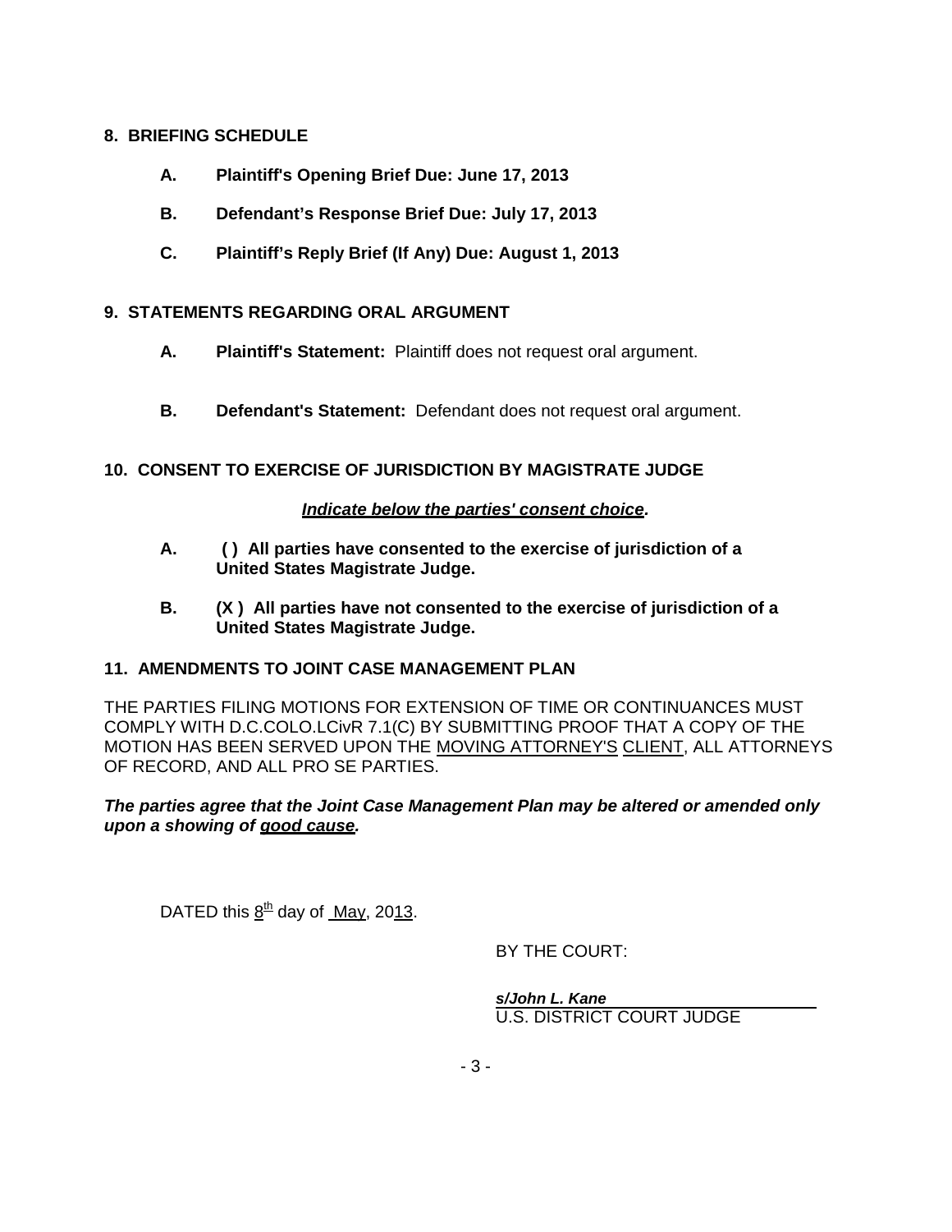**8. BRIEFING SCHEDULE**

**A. Plaintiff's Opening Brief Due: June 17, 2013**

**B. Defendant's Response Brief Due: July 17, 2013**

**C. Plaintiff's Reply Brief (If Any) Due: August 1, 2013**

**9. STATEMENTS REGARDING ORAL ARGUMENT**

**A. Plaintiff's Statement:** Plaintiff does not request oral argument.

**B. Defendant's Statement:** Defendant does not request oral argument.

**10. CONSENT TO EXERCISE OF JURISDICTION BY MAGISTRATE JUDGE**

***Indicate below the parties' consent choice.***

**A. ( ) All parties have consented to the exercise of jurisdiction of a United States Magistrate Judge.**

**B. (X ) All parties have not consented to the exercise of jurisdiction of a United States Magistrate Judge.**

**11. AMENDMENTS TO JOINT CASE MANAGEMENT PLAN**

THE PARTIES FILING MOTIONS FOR EXTENSION OF TIME OR CONTINUANCES MUST COMPLY WITH D.C.COLO.LCivR 7.1(C) BY SUBMITTING PROOF THAT A COPY OF THE MOTION HAS BEEN SERVED UPON THE MOVING ATTORNEY'S CLIENT, ALL ATTORNEYS OF RECORD, AND ALL PRO SE PARTIES.

***The parties agree that the Joint Case Management Plan may be altered or amended only upon a showing of good cause.***

DATED this 8th day of May, 2013.

BY THE COURT:

***s/John L. Kane***
U.S. DISTRICT COURT JUDGE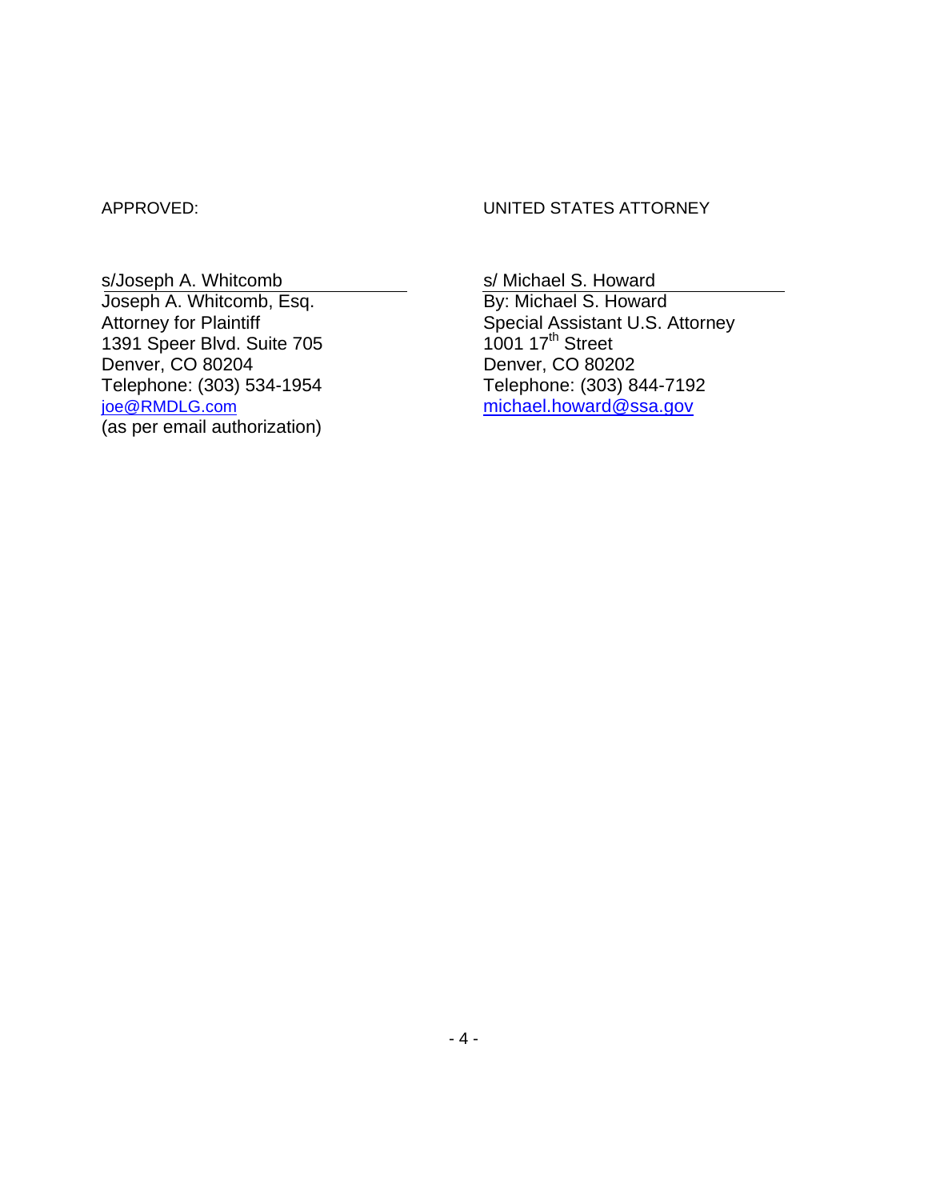APPROVED:

s/Joseph A. Whitcomb
Joseph A. Whitcomb, Esq.
Attorney for Plaintiff
1391 Speer Blvd. Suite 705
Denver, CO 80204
Telephone: (303) 534-1954
joe@RMDLG.com
(as per email authorization)

UNITED STATES ATTORNEY

s/ Michael S. Howard
By: Michael S. Howard
Special Assistant U.S. Attorney
1001 17th Street
Denver, CO 80202
Telephone: (303) 844-7192
michael.howard@ssa.gov